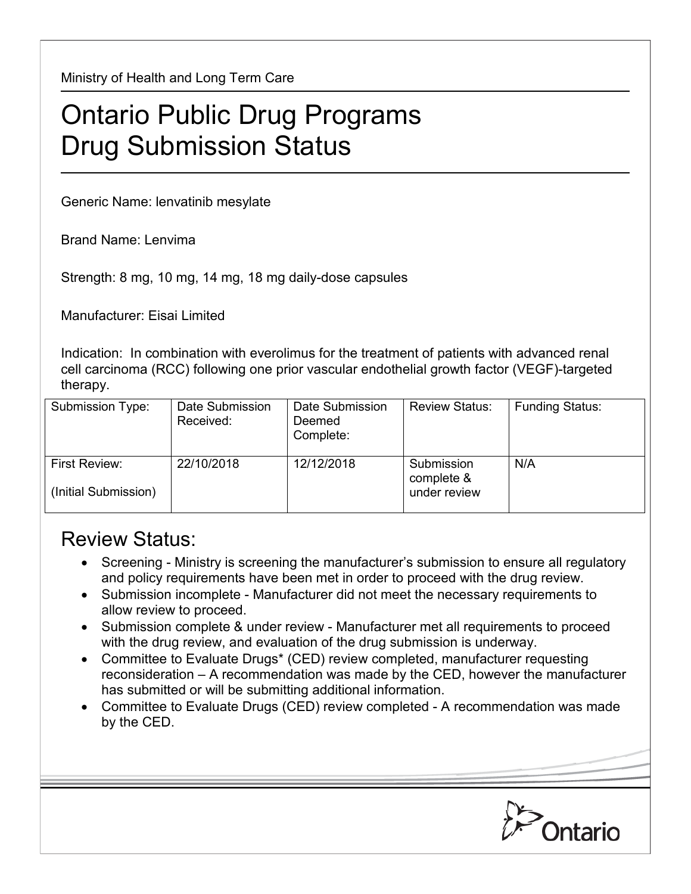Ministry of Health and Long Term Care

# Ontario Public Drug Programs
# Drug Submission Status

Generic Name: lenvatinib mesylate

Brand Name: Lenvima

Strength: 8 mg, 10 mg, 14 mg, 18 mg daily-dose capsules

Manufacturer: Eisai Limited

Indication: In combination with everolimus for the treatment of patients with advanced renal cell carcinoma (RCC) following one prior vascular endothelial growth factor (VEGF)-targeted therapy.

| Submission Type: | Date Submission Received: | Date Submission Deemed Complete: | Review Status: | Funding Status: |
|---|---|---|---|---|
| First Review: (Initial Submission) | 22/10/2018 | 12/12/2018 | Submission complete & under review | N/A |

## Review Status:

- Screening - Ministry is screening the manufacturer's submission to ensure all regulatory and policy requirements have been met in order to proceed with the drug review.
- Submission incomplete - Manufacturer did not meet the necessary requirements to allow review to proceed.
- Submission complete & under review - Manufacturer met all requirements to proceed with the drug review, and evaluation of the drug submission is underway.
- Committee to Evaluate Drugs* (CED) review completed, manufacturer requesting reconsideration – A recommendation was made by the CED, however the manufacturer has submitted or will be submitting additional information.
- Committee to Evaluate Drugs (CED) review completed - A recommendation was made by the CED.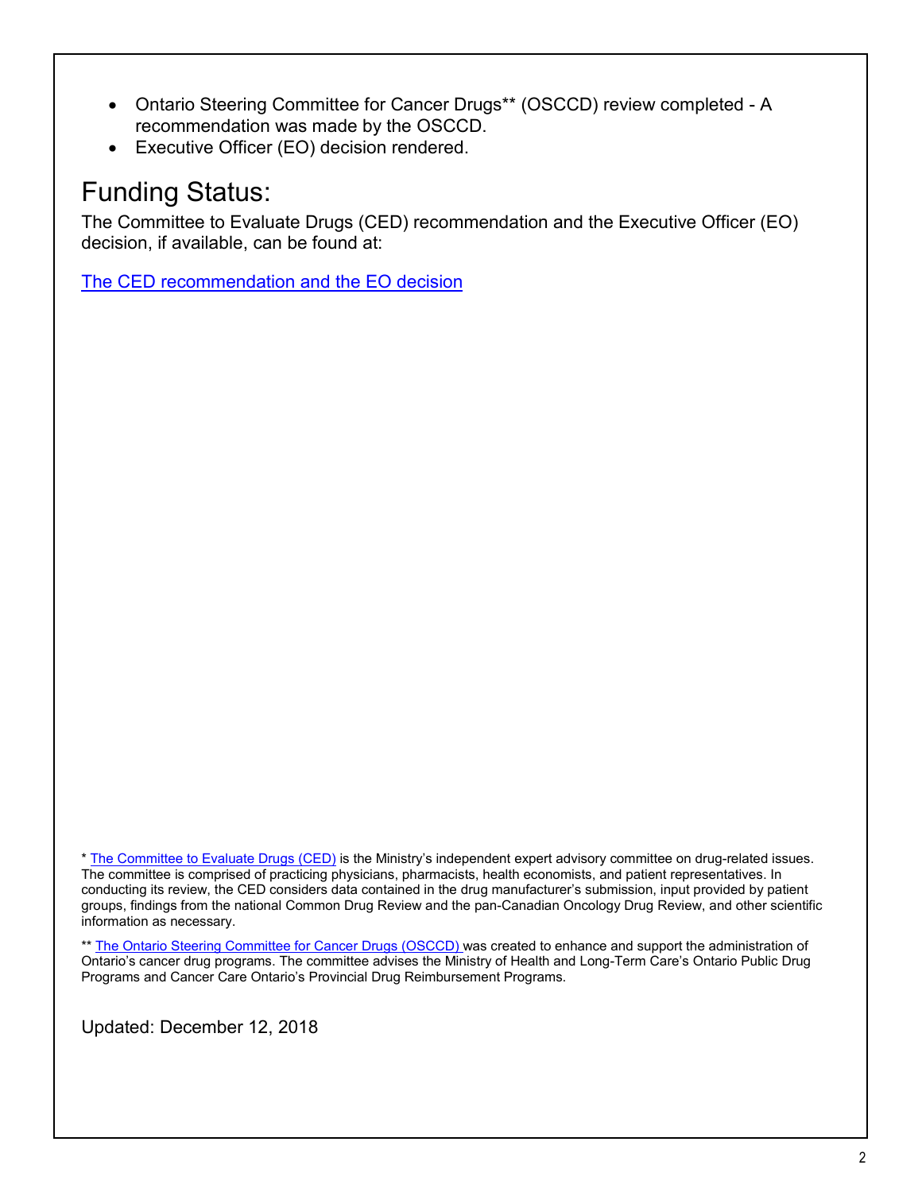- Ontario Steering Committee for Cancer Drugs** (OSCCD) review completed - A recommendation was made by the OSCCD.
- Executive Officer (EO) decision rendered.

# Funding Status:

The Committee to Evaluate Drugs (CED) recommendation and the Executive Officer (EO) decision, if available, can be found at:

The CED recommendation and the EO decision

* The Committee to Evaluate Drugs (CED) is the Ministry's independent expert advisory committee on drug-related issues. The committee is comprised of practicing physicians, pharmacists, health economists, and patient representatives. In conducting its review, the CED considers data contained in the drug manufacturer's submission, input provided by patient groups, findings from the national Common Drug Review and the pan-Canadian Oncology Drug Review, and other scientific information as necessary.

** The Ontario Steering Committee for Cancer Drugs (OSCCD) was created to enhance and support the administration of Ontario's cancer drug programs. The committee advises the Ministry of Health and Long-Term Care's Ontario Public Drug Programs and Cancer Care Ontario's Provincial Drug Reimbursement Programs.

Updated: December 12, 2018